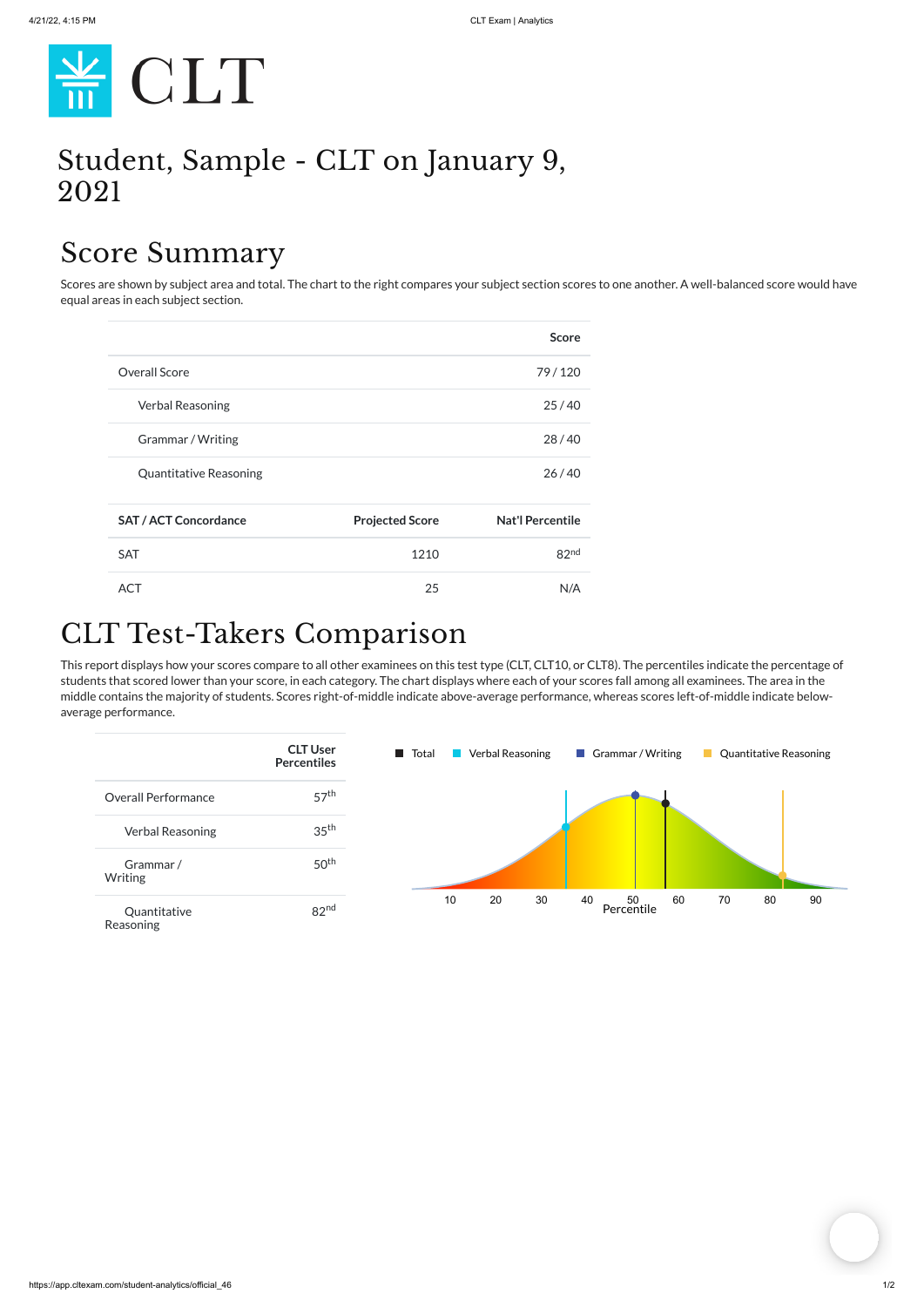# CLT

## Student, Sample - CLT on January 9, 2021

## Score Summary

Scores are shown by subject area and total. The chart to the right compares your subject section scores to one another. A well-balanced score would have equal areas in each subject section.

| | Score |
|---|---|
| Overall Score | 79 / 120 |
| Verbal Reasoning | 25 / 40 |
| Grammar / Writing | 28 / 40 |
| Quantitative Reasoning | 26 / 40 |

| SAT / ACT Concordance | Projected Score | Nat'l Percentile |
|---|---|---|
| SAT | 1210 | 82nd |
| ACT | 25 | N/A |

## CLT Test-Takers Comparison

This report displays how your scores compare to all other examinees on this test type (CLT, CLT10, or CLT8). The percentiles indicate the percentage of students that scored lower than your score, in each category. The chart displays where each of your scores fall among all examinees. The area in the middle contains the majority of students. Scores right-of-middle indicate above-average performance, whereas scores left-of-middle indicate below-average performance.

| | CLT User Percentiles |
|---|---|
| Overall Performance | 57th |
| Verbal Reasoning | 35th |
| Grammar / Writing | 50th |
| Quantitative Reasoning | 82nd |

Total
Verbal Reasoning
Grammar / Writing
Quantitative Reasoning

10 20 30 40 50 60 70 80 90
Percentile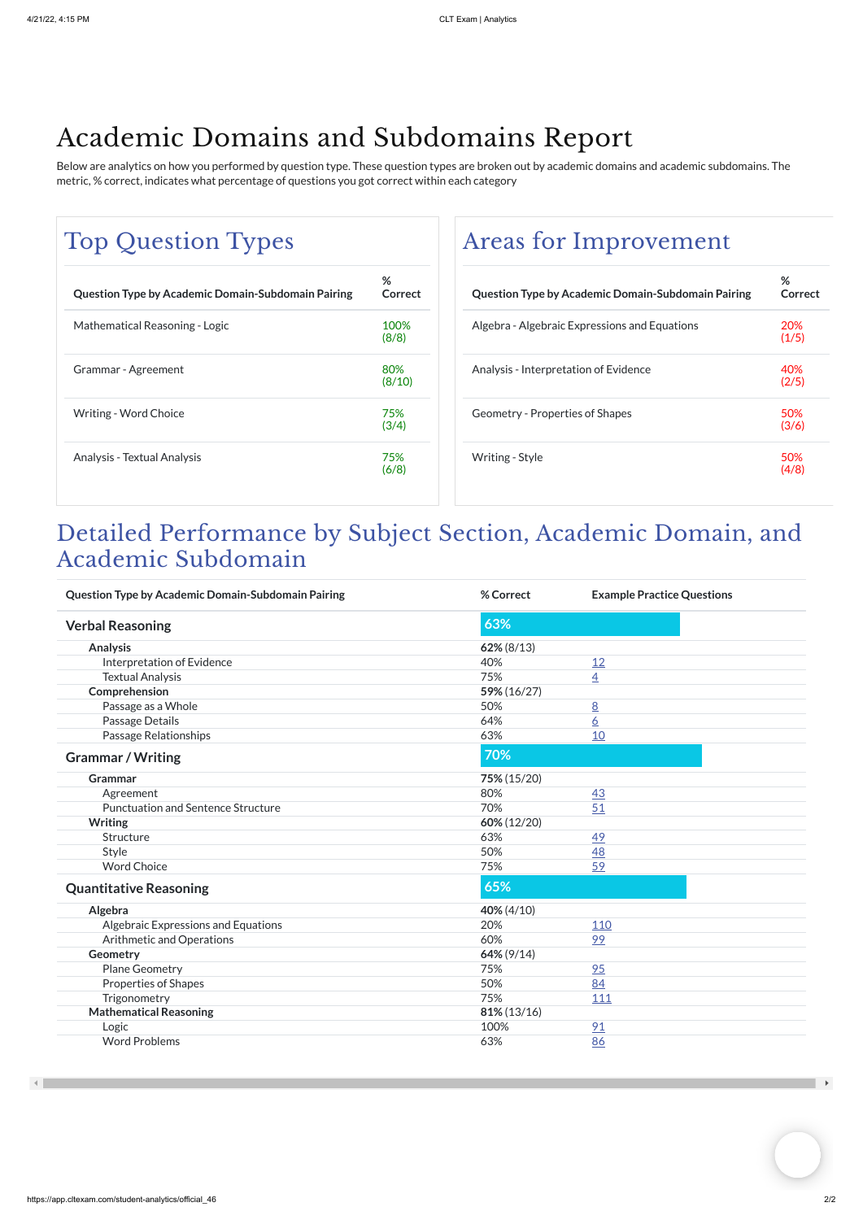# Academic Domains and Subdomains Report

Below are analytics on how you performed by question type. These question types are broken out by academic domains and academic subdomains. The metric, % correct, indicates what percentage of questions you got correct within each category

## Top Question Types

| Question Type by Academic Domain-Subdomain Pairing | % Correct |
|---|---|
| Mathematical Reasoning - Logic | 100% (8/8) |
| Grammar - Agreement | 80% (8/10) |
| Writing - Word Choice | 75% (3/4) |
| Analysis - Textual Analysis | 75% (6/8) |

## Areas for Improvement

| Question Type by Academic Domain-Subdomain Pairing | % Correct |
|---|---|
| Algebra - Algebraic Expressions and Equations | 20% (1/5) |
| Analysis - Interpretation of Evidence | 40% (2/5) |
| Geometry - Properties of Shapes | 50% (3/6) |
| Writing - Style | 50% (4/8) |

## Detailed Performance by Subject Section, Academic Domain, and Academic Subdomain

| Question Type by Academic Domain-Subdomain Pairing | % Correct | Example Practice Questions |
|---|---|---|
| **Verbal Reasoning** | 63% | |
| **Analysis** | **62%** (8/13) | |
| Interpretation of Evidence | 40% | 12 |
| Textual Analysis | 75% | 4 |
| **Comprehension** | **59%** (16/27) | |
| Passage as a Whole | 50% | 8 |
| Passage Details | 64% | 6 |
| Passage Relationships | 63% | 10 |
| **Grammar / Writing** | 70% | |
| **Grammar** | **75%** (15/20) | |
| Agreement | 80% | 43 |
| Punctuation and Sentence Structure | 70% | 51 |
| **Writing** | **60%** (12/20) | |
| Structure | 63% | 49 |
| Style | 50% | 48 |
| Word Choice | 75% | 59 |
| **Quantitative Reasoning** | 65% | |
| **Algebra** | **40%** (4/10) | |
| Algebraic Expressions and Equations | 20% | 110 |
| Arithmetic and Operations | 60% | 99 |
| **Geometry** | **64%** (9/14) | |
| Plane Geometry | 75% | 95 |
| Properties of Shapes | 50% | 84 |
| Trigonometry | 75% | 111 |
| **Mathematical Reasoning** | **81%** (13/16) | |
| Logic | 100% | 91 |
| Word Problems | 63% | 86 |